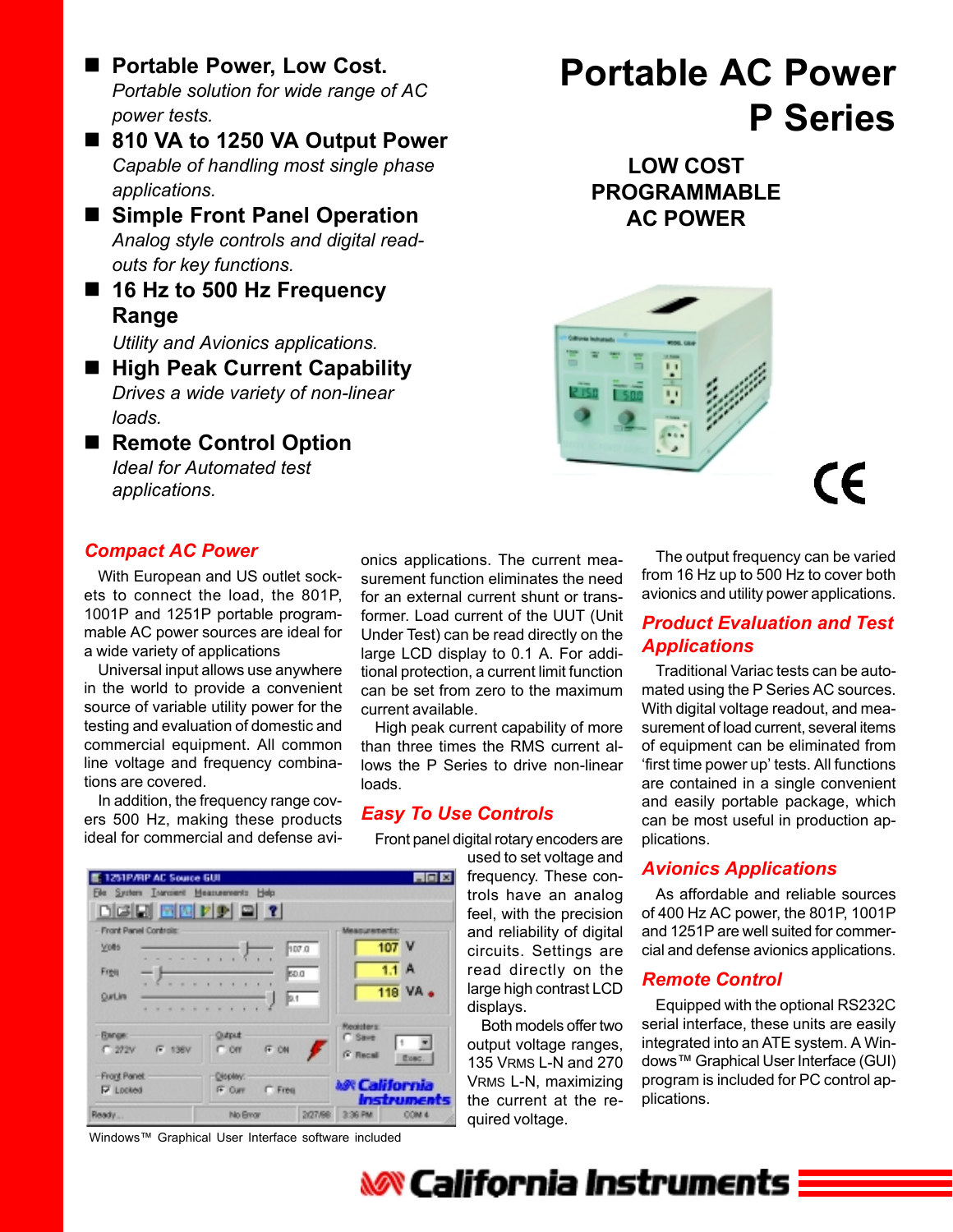# Portable AC Power P Series

## LOW COST PROGRAMMABLE AC POWER

- **Portable Power, Low Cost.**
  *Portable solution for wide range of AC power tests.*
- **810 VA to 1250 VA Output Power**
  *Capable of handling most single phase applications.*
- **Simple Front Panel Operation**
  *Analog style controls and digital read-outs for key functions.*
- **16 Hz to 500 Hz Frequency Range**
  *Utility and Avionics applications.*
- **High Peak Current Capability**
  *Drives a wide variety of non-linear loads.*
- **Remote Control Option**
  *Ideal for Automated test applications.*

### *Compact AC Power*

With European and US outlet sockets to connect the load, the 801P, 1001P and 1251P portable programmable AC power sources are ideal for a wide variety of applications

Universal input allows use anywhere in the world to provide a convenient source of variable utility power for the testing and evaluation of domestic and commercial equipment. All common line voltage and frequency combinations are covered.

In addition, the frequency range covers 500 Hz, making these products ideal for commercial and defense avionics applications. The current measurement function eliminates the need for an external current shunt or transformer. Load current of the UUT (Unit Under Test) can be read directly on the large LCD display to 0.1 A. For additional protection, a current limit function can be set from zero to the maximum current available.

High peak current capability of more than three times the RMS current allows the P Series to drive non-linear loads.

### *Easy To Use Controls*

Front panel digital rotary encoders are used to set voltage and frequency. These controls have an analog feel, with the precision and reliability of digital circuits. Settings are read directly on the large high contrast LCD displays.

Both models offer two output voltage ranges, 135 VRMS L-N and 270 VRMS L-N, maximizing the current at the required voltage.

Windows™ Graphical User Interface software included

The output frequency can be varied from 16 Hz up to 500 Hz to cover both avionics and utility power applications.

### *Product Evaluation and Test Applications*

Traditional Variac tests can be automated using the P Series AC sources. With digital voltage readout, and measurement of load current, several items of equipment can be eliminated from 'first time power up' tests. All functions are contained in a single convenient and easily portable package, which can be most useful in production applications.

### *Avionics Applications*

As affordable and reliable sources of 400 Hz AC power, the 801P, 1001P and 1251P are well suited for commercial and defense avionics applications.

### *Remote Control*

Equipped with the optional RS232C serial interface, these units are easily integrated into an ATE system. A Windows™ Graphical User Interface (GUI) program is included for PC control applications.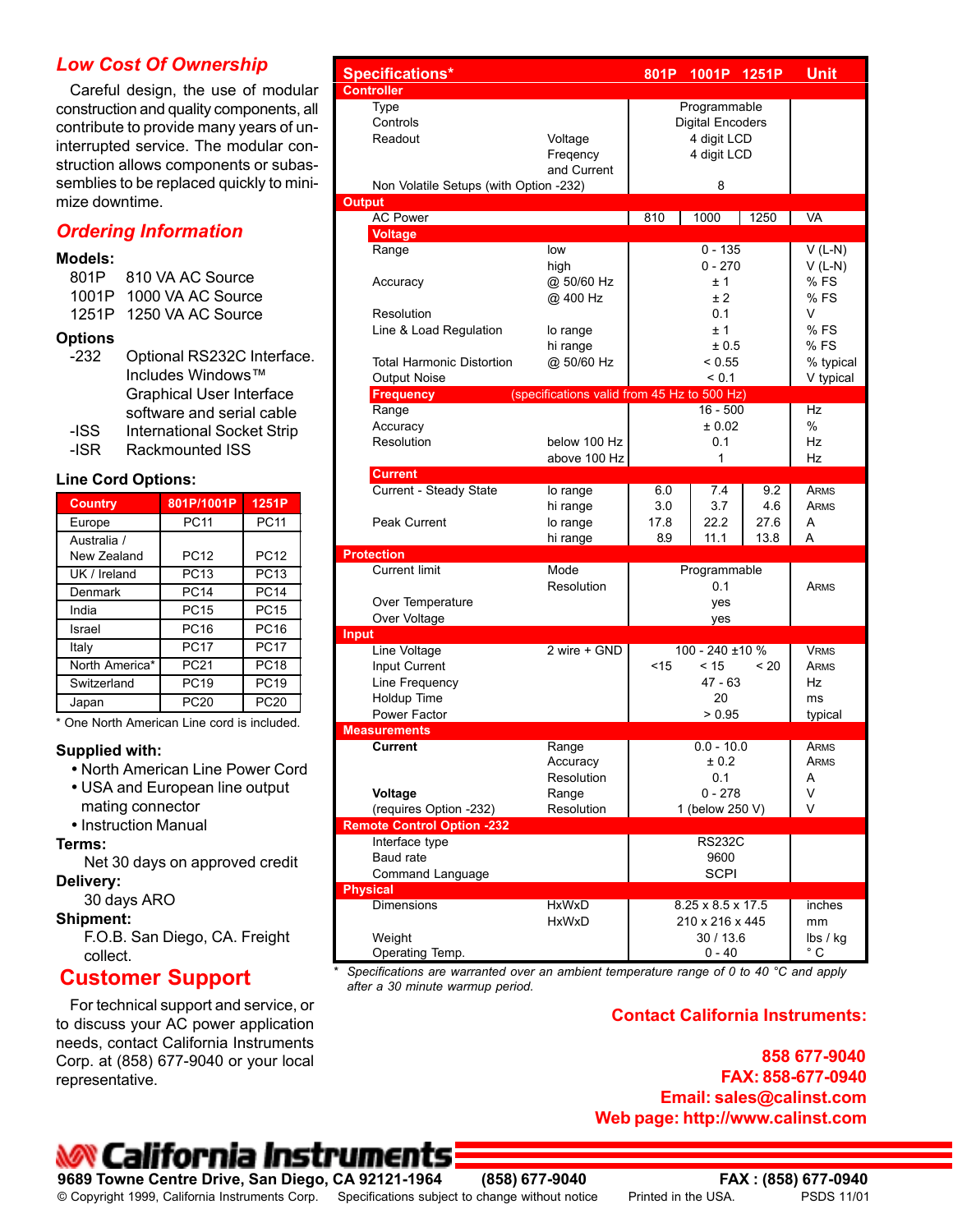## Low Cost Of Ownership

Careful design, the use of modular construction and quality components, all contribute to provide many years of uninterrupted service. The modular construction allows components or subassemblies to be replaced quickly to minimize downtime.

## Ordering Information

**Models:**

| | |
|---|---|
| 801P | 810 VA AC Source |
| 1001P | 1000 VA AC Source |
| 1251P | 1250 VA AC Source |

**Options**

| | |
|---|---|
| -232 | Optional RS232C Interface. Includes Windows™ Graphical User Interface software and serial cable |
| -ISS | International Socket Strip |
| -ISR | Rackmounted ISS |

**Line Cord Options:**

| Country | 801P/1001P | 1251P |
|---|---|---|
| Europe | PC11 | PC11 |
| Australia / New Zealand | PC12 | PC12 |
| UK / Ireland | PC13 | PC13 |
| Denmark | PC14 | PC14 |
| India | PC15 | PC15 |
| Israel | PC16 | PC16 |
| Italy | PC17 | PC17 |
| North America* | PC21 | PC18 |
| Switzerland | PC19 | PC19 |
| Japan | PC20 | PC20 |

* One North American Line cord is included.

**Supplied with:**

- North American Line Power Cord
- USA and European line output mating connector
- Instruction Manual

**Terms:**

Net 30 days on approved credit

**Delivery:**

30 days ARO

**Shipment:**

F.O.B. San Diego, CA. Freight collect.

## Customer Support

For technical support and service, or to discuss your AC power application needs, contact California Instruments Corp. at (858) 677-9040 or your local representative.

| Specifications* | | 801P | 1001P | 1251P | Unit |
|---|---|---|---|---|---|
| **Controller** | | | | | |
| Type | | Programmable | | | |
| Controls | | Digital Encoders | | | |
| Readout | Voltage | 4 digit LCD | | | |
| | Freqency and Current | 4 digit LCD | | | |
| Non Volatile Setups (with Option -232) | | 8 | | | |
| **Output** | | | | | |
| AC Power | | 810 | 1000 | 1250 | VA |
| **Voltage** | | | | | |
| Range | low | 0 - 135 | | | V (L-N) |
| | high | 0 - 270 | | | V (L-N) |
| Accuracy | @ 50/60 Hz | ± 1 | | | % FS |
| | @ 400 Hz | ± 2 | | | % FS |
| Resolution | | 0.1 | | | V |
| Line & Load Regulation | lo range | ± 1 | | | % FS |
| | hi range | ± 0.5 | | | % FS |
| Total Harmonic Distortion | @ 50/60 Hz | < 0.55 | | | % typical |
| Output Noise | | < 0.1 | | | V typical |
| **Frequency** (specifications valid from 45 Hz to 500 Hz) | | | | | |
| Range | | 16 - 500 | | | Hz |
| Accuracy | | ± 0.02 | | | % |
| Resolution | below 100 Hz | 0.1 | | | Hz |
| | above 100 Hz | 1 | | | Hz |
| **Current** | | | | | |
| Current - Steady State | lo range | 6.0 | 7.4 | 9.2 | ARMS |
| | hi range | 3.0 | 3.7 | 4.6 | ARMS |
| Peak Current | lo range | 17.8 | 22.2 | 27.6 | A |
| | hi range | 8.9 | 11.1 | 13.8 | A |
| **Protection** | | | | | |
| Current limit | Mode | Programmable | | | |
| | Resolution | 0.1 | | | ARMS |
| Over Temperature | | yes | | | |
| Over Voltage | | yes | | | |
| **Input** | | | | | |
| Line Voltage | 2 wire + GND | 100 - 240 ±10 % | | | VRMS |
| Input Current | | <15 | < 15 | < 20 | ARMS |
| Line Frequency | | 47 - 63 | | | Hz |
| Holdup Time | | 20 | | | ms |
| Power Factor | | > 0.95 | | | typical |
| **Measurements** | | | | | |
| **Current** | Range | 0.0 - 10.0 | | | ARMS |
| | Accuracy | ± 0.2 | | | ARMS |
| | Resolution | 0.1 | | | A |
| **Voltage** | Range | 0 - 278 | | | V |
| (requires Option -232) | Resolution | 1 (below 250 V) | | | V |
| **Remote Control Option -232** | | | | | |
| Interface type | | RS232C | | | |
| Baud rate | | 9600 | | | |
| Command Language | | SCPI | | | |
| **Physical** | | | | | |
| Dimensions | HxWxD | 8.25 x 8.5 x 17.5 | | | inches |
| | HxWxD | 210 x 216 x 445 | | | mm |
| Weight | | 30 / 13.6 | | | lbs / kg |
| Operating Temp. | | 0 - 40 | | | ° C |

*\* Specifications are warranted over an ambient temperature range of 0 to 40 °C and apply after a 30 minute warmup period.*

**Contact California Instruments:**

**858 677-9040**
**FAX: 858-677-0940**
**Email: sales@calinst.com**
**Web page: http://www.calinst.com**

**California Instruments**

**9689 Towne Centre Drive, San Diego, CA 92121-1964 (858) 677-9040 FAX : (858) 677-0940**

© Copyright 1999, California Instruments Corp. Specifications subject to change without notice Printed in the USA. PSDS 11/01